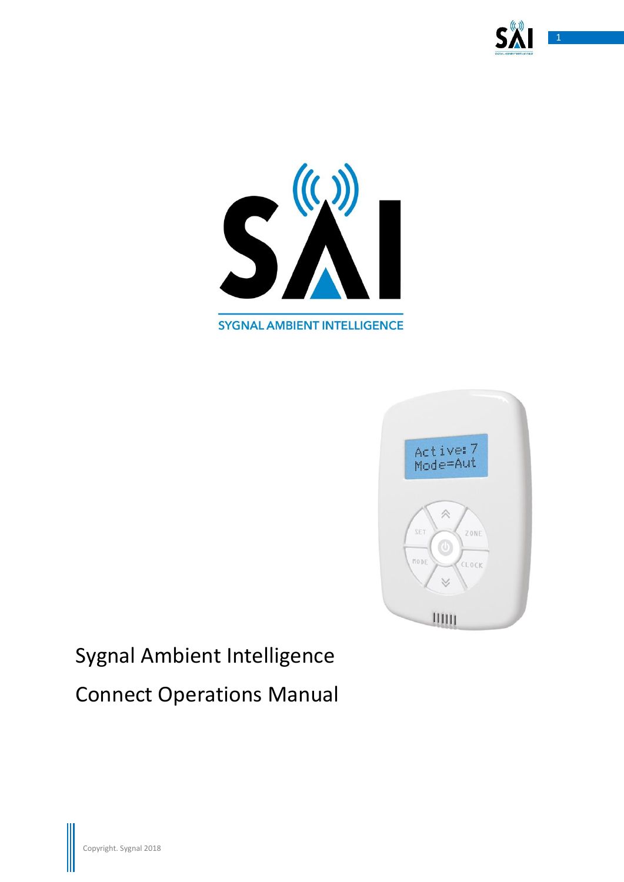SYGNAL AMBIENT INTELLIGENCE

# Sygnal Ambient Intelligence

# Connect Operations Manual

Copyright. Sygnal 2018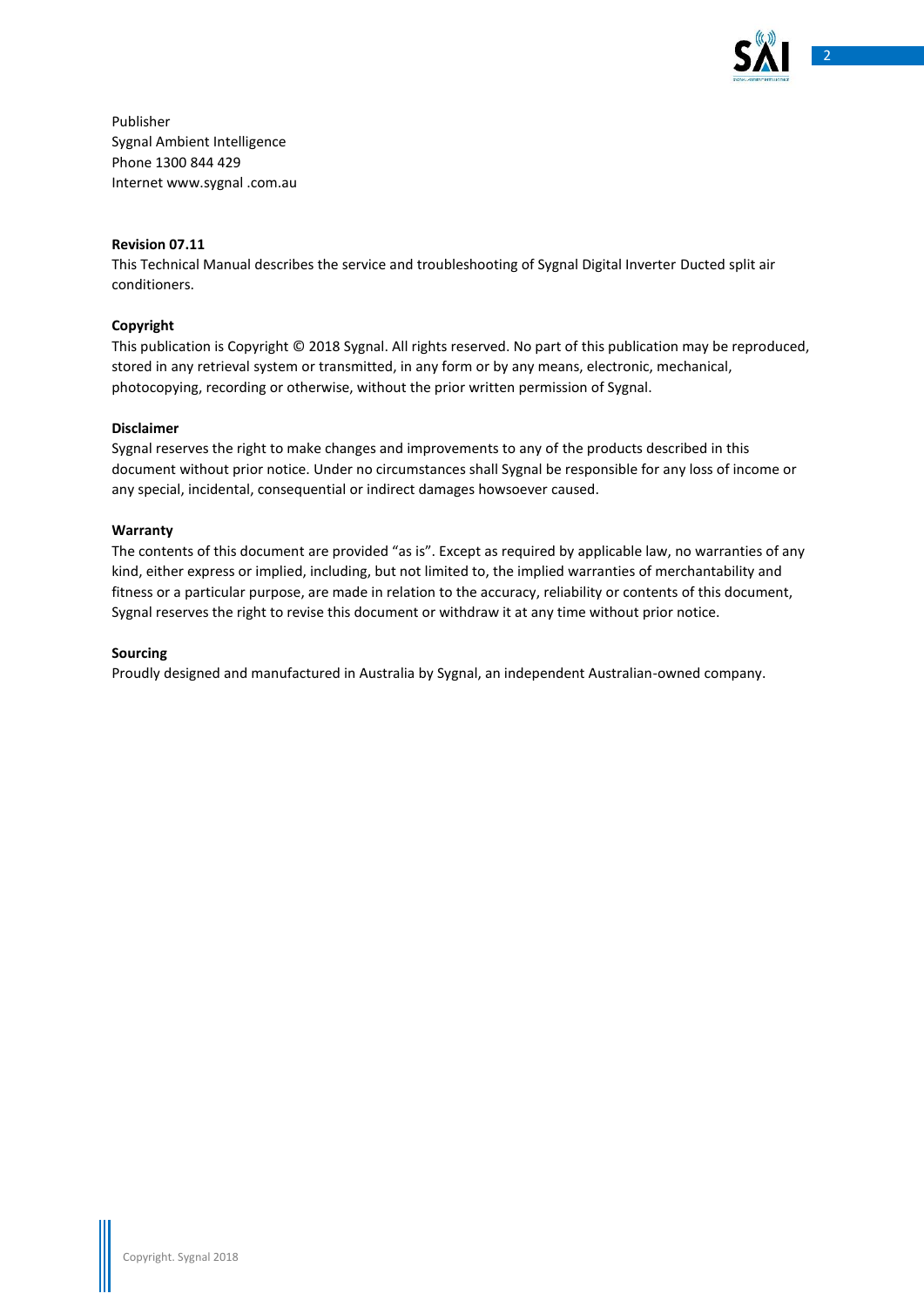Publisher
Sygnal Ambient Intelligence
Phone 1300 844 429
Internet www.sygnal .com.au

**Revision 07.11**

This Technical Manual describes the service and troubleshooting of Sygnal Digital Inverter Ducted split air conditioners.

**Copyright**

This publication is Copyright © 2018 Sygnal. All rights reserved. No part of this publication may be reproduced, stored in any retrieval system or transmitted, in any form or by any means, electronic, mechanical, photocopying, recording or otherwise, without the prior written permission of Sygnal.

**Disclaimer**

Sygnal reserves the right to make changes and improvements to any of the products described in this document without prior notice. Under no circumstances shall Sygnal be responsible for any loss of income or any special, incidental, consequential or indirect damages howsoever caused.

**Warranty**

The contents of this document are provided "as is". Except as required by applicable law, no warranties of any kind, either express or implied, including, but not limited to, the implied warranties of merchantability and fitness or a particular purpose, are made in relation to the accuracy, reliability or contents of this document, Sygnal reserves the right to revise this document or withdraw it at any time without prior notice.

**Sourcing**

Proudly designed and manufactured in Australia by Sygnal, an independent Australian-owned company.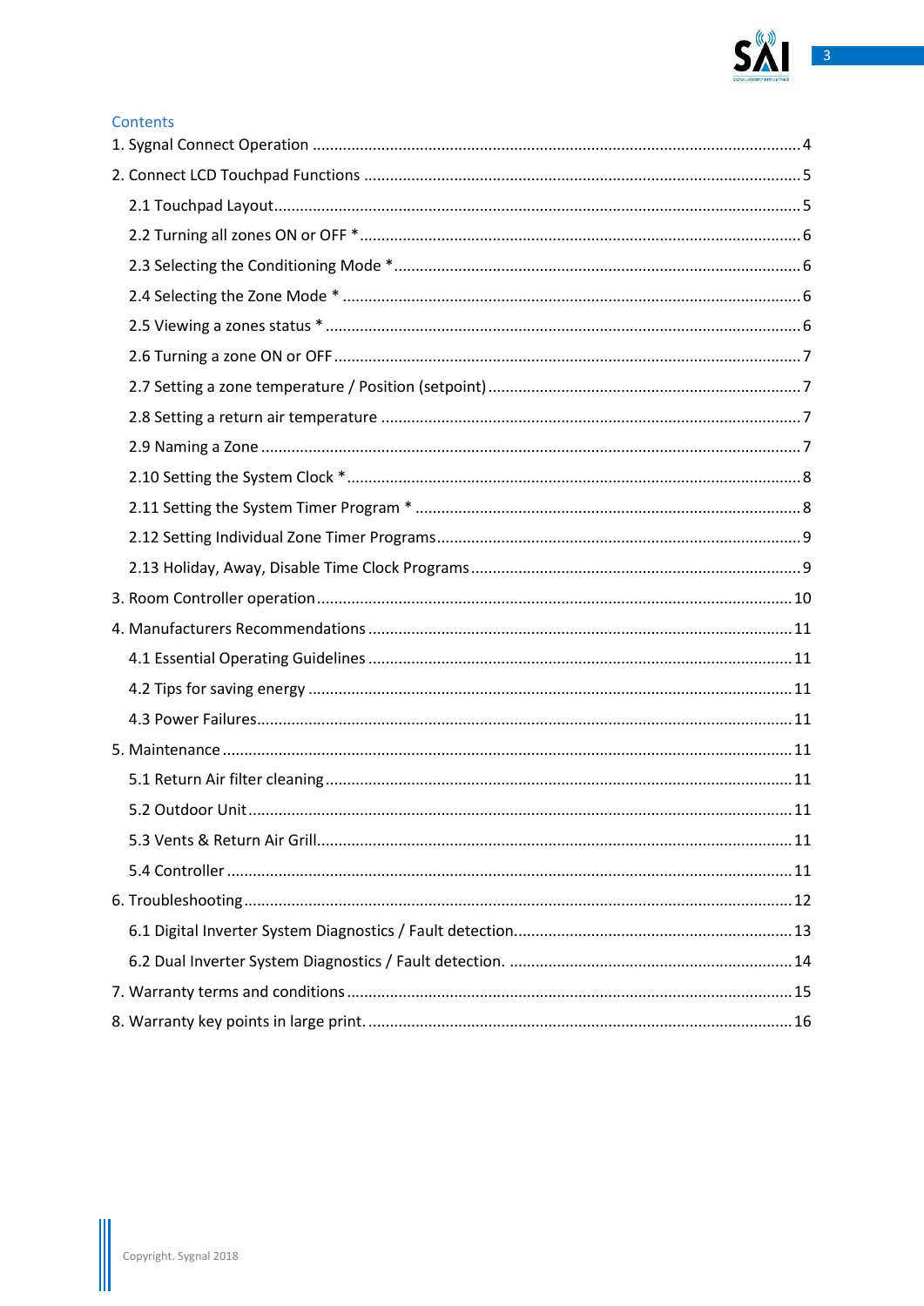## Contents

1. Sygnal Connect Operation ........................................ 4
2. Connect LCD Touchpad Functions ........................................ 5
   - 2.1 Touchpad Layout ........................................ 5
   - 2.2 Turning all zones ON or OFF * ........................................ 6
   - 2.3 Selecting the Conditioning Mode * ........................................ 6
   - 2.4 Selecting the Zone Mode * ........................................ 6
   - 2.5 Viewing a zones status * ........................................ 6
   - 2.6 Turning a zone ON or OFF ........................................ 7
   - 2.7 Setting a zone temperature / Position (setpoint) ........................................ 7
   - 2.8 Setting a return air temperature ........................................ 7
   - 2.9 Naming a Zone ........................................ 7
   - 2.10 Setting the System Clock * ........................................ 8
   - 2.11 Setting the System Timer Program * ........................................ 8
   - 2.12 Setting Individual Zone Timer Programs ........................................ 9
   - 2.13 Holiday, Away, Disable Time Clock Programs ........................................ 9
3. Room Controller operation ........................................ 10
4. Manufacturers Recommendations ........................................ 11
   - 4.1 Essential Operating Guidelines ........................................ 11
   - 4.2 Tips for saving energy ........................................ 11
   - 4.3 Power Failures ........................................ 11
5. Maintenance ........................................ 11
   - 5.1 Return Air filter cleaning ........................................ 11
   - 5.2 Outdoor Unit ........................................ 11
   - 5.3 Vents & Return Air Grill ........................................ 11
   - 5.4 Controller ........................................ 11
6. Troubleshooting ........................................ 12
   - 6.1 Digital Inverter System Diagnostics / Fault detection ........................................ 13
   - 6.2 Dual Inverter System Diagnostics / Fault detection. ........................................ 14
7. Warranty terms and conditions ........................................ 15
8. Warranty key points in large print. ........................................ 16

Copyright. Sygnal 2018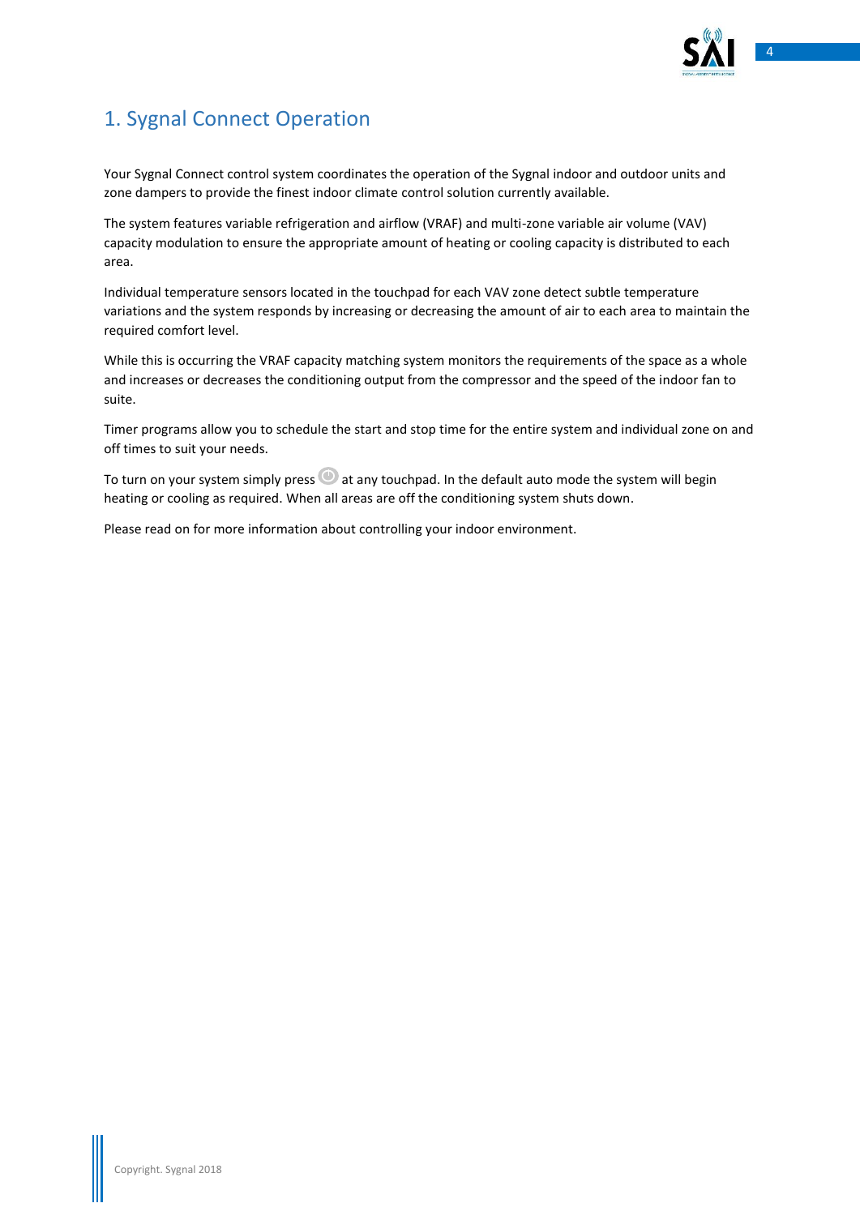# 1. Sygnal Connect Operation

Your Sygnal Connect control system coordinates the operation of the Sygnal indoor and outdoor units and zone dampers to provide the finest indoor climate control solution currently available.

The system features variable refrigeration and airflow (VRAF) and multi-zone variable air volume (VAV) capacity modulation to ensure the appropriate amount of heating or cooling capacity is distributed to each area.

Individual temperature sensors located in the touchpad for each VAV zone detect subtle temperature variations and the system responds by increasing or decreasing the amount of air to each area to maintain the required comfort level.

While this is occurring the VRAF capacity matching system monitors the requirements of the space as a whole and increases or decreases the conditioning output from the compressor and the speed of the indoor fan to suite.

Timer programs allow you to schedule the start and stop time for the entire system and individual zone on and off times to suit your needs.

To turn on your system simply press at any touchpad. In the default auto mode the system will begin heating or cooling as required. When all areas are off the conditioning system shuts down.

Please read on for more information about controlling your indoor environment.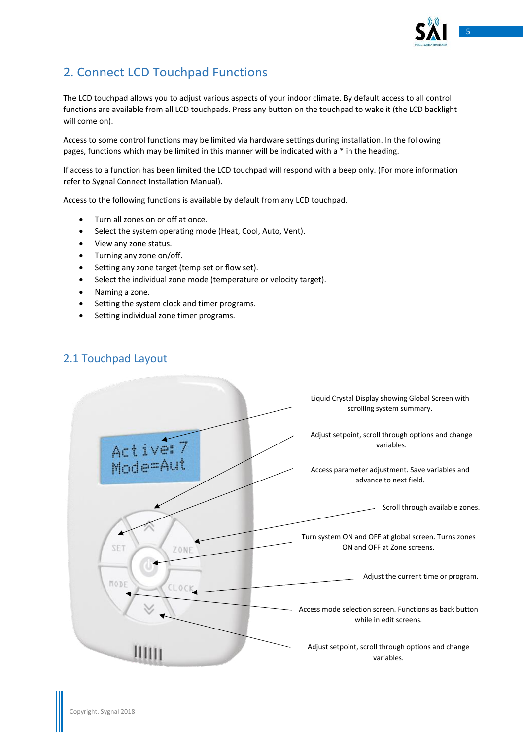## 2. Connect LCD Touchpad Functions

The LCD touchpad allows you to adjust various aspects of your indoor climate. By default access to all control functions are available from all LCD touchpads. Press any button on the touchpad to wake it (the LCD backlight will come on).

Access to some control functions may be limited via hardware settings during installation. In the following pages, functions which may be limited in this manner will be indicated with a * in the heading.

If access to a function has been limited the LCD touchpad will respond with a beep only. (For more information refer to Sygnal Connect Installation Manual).

Access to the following functions is available by default from any LCD touchpad.

- Turn all zones on or off at once.
- Select the system operating mode (Heat, Cool, Auto, Vent).
- View any zone status.
- Turning any zone on/off.
- Setting any zone target (temp set or flow set).
- Select the individual zone mode (temperature or velocity target).
- Naming a zone.
- Setting the system clock and timer programs.
- Setting individual zone timer programs.

### 2.1 Touchpad Layout

Liquid Crystal Display showing Global Screen with scrolling system summary.

Adjust setpoint, scroll through options and change variables.

Access parameter adjustment. Save variables and advance to next field.

Scroll through available zones.

Turn system ON and OFF at global screen. Turns zones ON and OFF at Zone screens.

Adjust the current time or program.

Access mode selection screen. Functions as back button while in edit screens.

Adjust setpoint, scroll through options and change variables.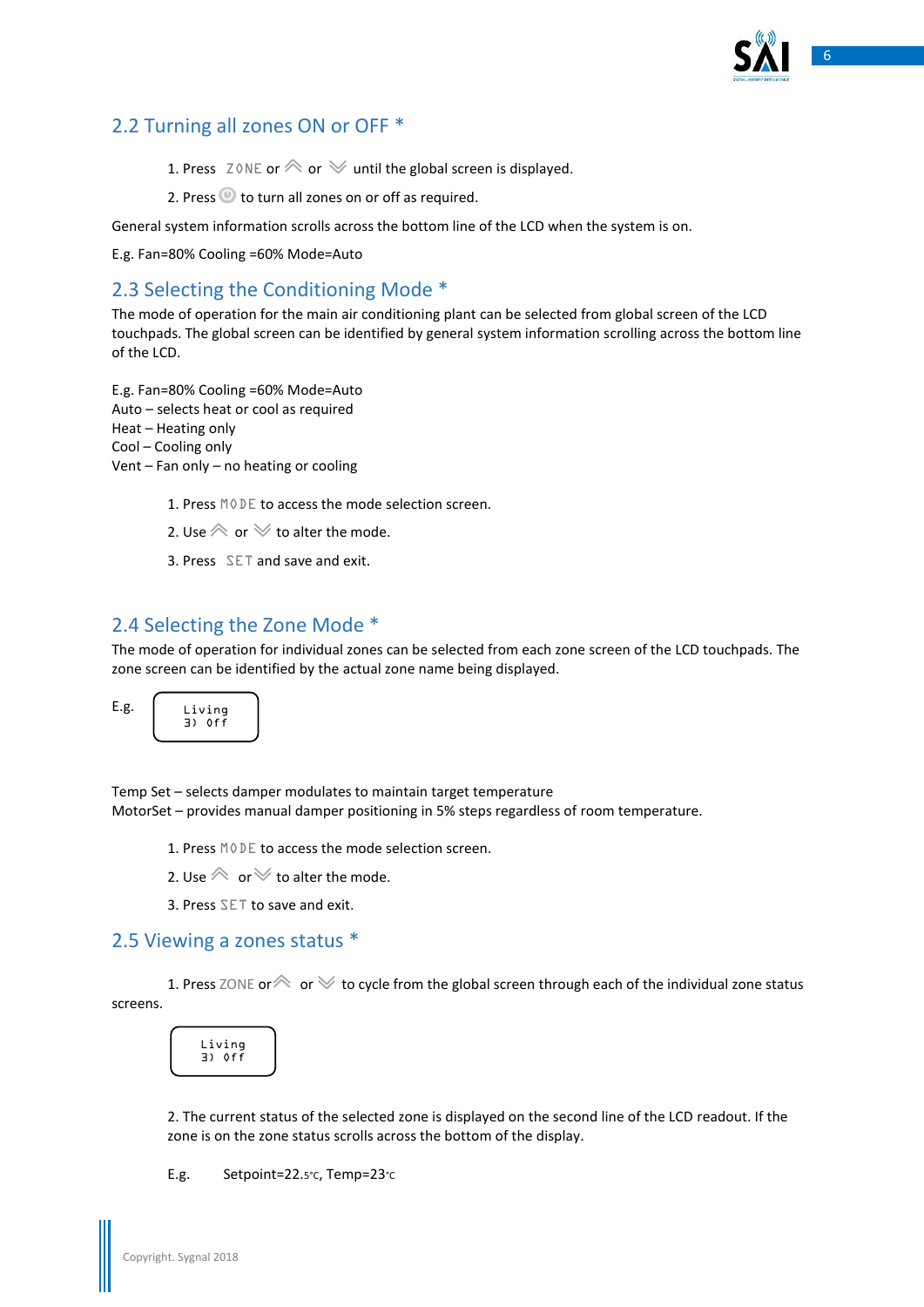## 2.2 Turning all zones ON or OFF *

1. Press ZONE or ︽ or ︾ until the global screen is displayed.
2. Press ⏻ to turn all zones on or off as required.

General system information scrolls across the bottom line of the LCD when the system is on.

E.g. Fan=80% Cooling =60% Mode=Auto

## 2.3 Selecting the Conditioning Mode *

The mode of operation for the main air conditioning plant can be selected from global screen of the LCD touchpads. The global screen can be identified by general system information scrolling across the bottom line of the LCD.

E.g. Fan=80% Cooling =60% Mode=Auto
Auto – selects heat or cool as required
Heat – Heating only
Cool – Cooling only
Vent – Fan only – no heating or cooling

1. Press MODE to access the mode selection screen.
2. Use ︽ or ︾ to alter the mode.
3. Press SET and save and exit.

## 2.4 Selecting the Zone Mode *

The mode of operation for individual zones can be selected from each zone screen of the LCD touchpads. The zone screen can be identified by the actual zone name being displayed.

E.g.

```
Living
3) Off
```

Temp Set – selects damper modulates to maintain target temperature
MotorSet – provides manual damper positioning in 5% steps regardless of room temperature.

1. Press MODE to access the mode selection screen.
2. Use ︽ or ︾ to alter the mode.
3. Press SET to save and exit.

## 2.5 Viewing a zones status *

1. Press ZONE or ︽ or ︾ to cycle from the global screen through each of the individual zone status screens.

```
Living
3) Off
```

2. The current status of the selected zone is displayed on the second line of the LCD readout. If the zone is on the zone status scrolls across the bottom of the display.

E.g. Setpoint=22.5°C, Temp=23°C

Copyright. Sygnal 2018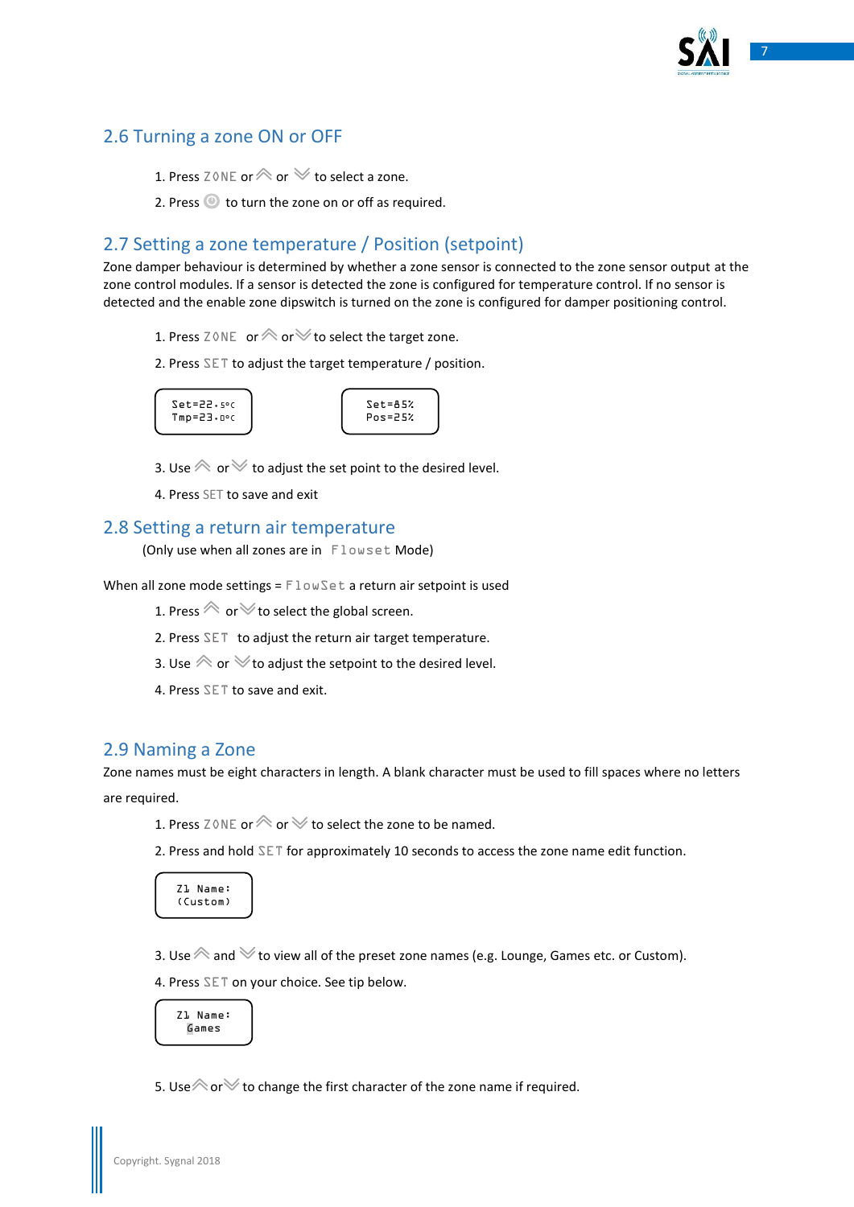## 2.6 Turning a zone ON or OFF

1. Press ZONE or ︽ or ︾ to select a zone.
2. Press ⏻ to turn the zone on or off as required.

## 2.7 Setting a zone temperature / Position (setpoint)

Zone damper behaviour is determined by whether a zone sensor is connected to the zone sensor output at the zone control modules. If a sensor is detected the zone is configured for temperature control. If no sensor is detected and the enable zone dipswitch is turned on the zone is configured for damper positioning control.

1. Press ZONE or ︽ or ︾ to select the target zone.
2. Press SET to adjust the target temperature / position.

```
Set=22.5ºC
Tmp=23.0ºC
```

```
Set=85%
Pos=25%
```

3. Use ︽ or ︾ to adjust the set point to the desired level.
4. Press SET to save and exit

## 2.8 Setting a return air temperature

(Only use when all zones are in Flowset Mode)

When all zone mode settings = FlowSet a return air setpoint is used

1. Press ︽ or ︾ to select the global screen.
2. Press SET to adjust the return air target temperature.
3. Use ︽ or ︾ to adjust the setpoint to the desired level.
4. Press SET to save and exit.

## 2.9 Naming a Zone

Zone names must be eight characters in length. A blank character must be used to fill spaces where no letters are required.

1. Press ZONE or ︽ or ︾ to select the zone to be named.
2. Press and hold SET for approximately 10 seconds to access the zone name edit function.

```
Z1 Name:
(Custom)
```

3. Use ︽ and ︾ to view all of the preset zone names (e.g. Lounge, Games etc. or Custom).
4. Press SET on your choice. See tip below.

```
Z1 Name:
Games
```

5. Use ︽ or ︾ to change the first character of the zone name if required.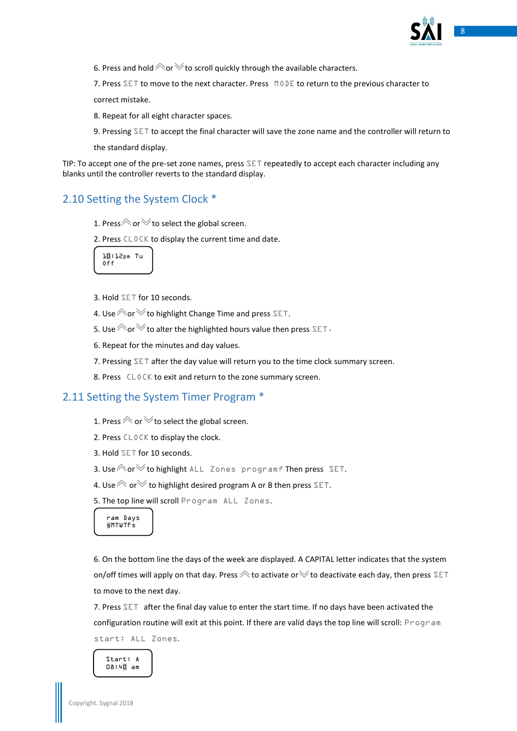6. Press and hold ︽ or ︾ to scroll quickly through the available characters.

7. Press SET to move to the next character. Press MODE to return to the previous character to correct mistake.

8. Repeat for all eight character spaces.

9. Pressing SET to accept the final character will save the zone name and the controller will return to the standard display.

TIP: To accept one of the pre-set zone names, press SET repeatedly to accept each character including any blanks until the controller reverts to the standard display.

## 2.10 Setting the System Clock *

1. Press ︽ or ︾ to select the global screen.

2. Press CLOCK to display the current time and date.

```
10:12pm Tu
Off
```

3. Hold SET for 10 seconds.

4. Use ︽ or ︾ to highlight Change Time and press SET.

5. Use ︽ or ︾ to alter the highlighted hours value then press SET.

6. Repeat for the minutes and day values.

7. Pressing SET after the day value will return you to the time clock summary screen.

8. Press CLOCK to exit and return to the zone summary screen.

## 2.11 Setting the System Timer Program *

1. Press ︽ or ︾ to select the global screen.

2. Press CLOCK to display the clock.

3. Hold SET for 10 seconds.

3. Use ︽ or ︾ to highlight ALL Zones program? Then press SET.

4. Use ︽ or ︾ to highlight desired program A or B then press SET.

5. The top line will scroll Program ALL Zones.

```
ram Days
sMTWTFs
```

6. On the bottom line the days of the week are displayed. A CAPITAL letter indicates that the system on/off times will apply on that day. Press ︽ to activate or ︾ to deactivate each day, then press SET to move to the next day.

7. Press SET after the final day value to enter the start time. If no days have been activated the configuration routine will exit at this point. If there are valid days the top line will scroll: Program start: ALL Zones.

```
Start: A
08:40 am
```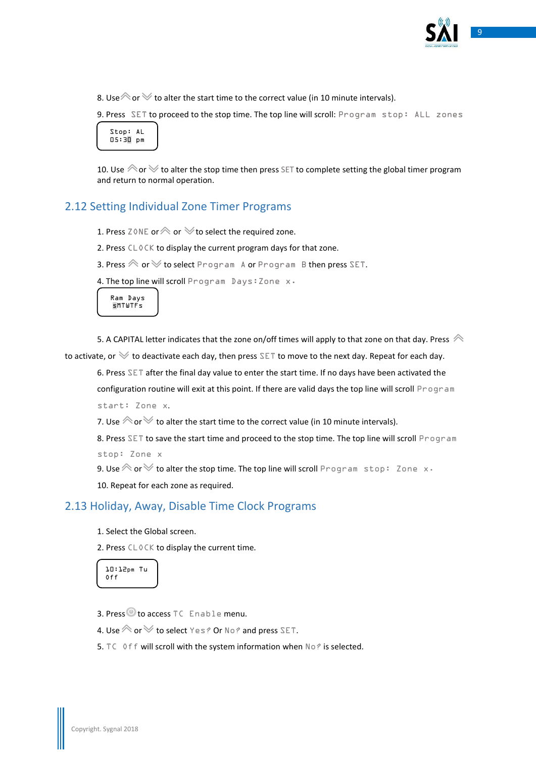8. Use ⩓ or ⩔ to alter the start time to the correct value (in 10 minute intervals).

9. Press SET to proceed to the stop time. The top line will scroll: Program stop: ALL zones

```
Stop: AL
05:30 pm
```

10. Use ⩓ or ⩔ to alter the stop time then press SET to complete setting the global timer program and return to normal operation.

## 2.12 Setting Individual Zone Timer Programs

1. Press ZONE or ⩓ or ⩔ to select the required zone.

2. Press CLOCK to display the current program days for that zone.

3. Press ⩓ or ⩔ to select Program A or Program B then press SET.

4. The top line will scroll Program Days:Zone x.

```
Ram Days
sMTWTFs
```

5. A CAPITAL letter indicates that the zone on/off times will apply to that zone on that day. Press ⩓ to activate, or ⩔ to deactivate each day, then press SET to move to the next day. Repeat for each day.

6. Press SET after the final day value to enter the start time. If no days have been activated the configuration routine will exit at this point. If there are valid days the top line will scroll Program start: Zone x.

7. Use ⩓ or ⩔ to alter the start time to the correct value (in 10 minute intervals).

8. Press SET to save the start time and proceed to the stop time. The top line will scroll Program stop: Zone x

9. Use ⩓ or ⩔ to alter the stop time. The top line will scroll Program stop: Zone x.

10. Repeat for each zone as required.

## 2.13 Holiday, Away, Disable Time Clock Programs

1. Select the Global screen.

2. Press CLOCK to display the current time.

```
10:12pm Tu
Off
```

3. Press ⏻ to access TC Enable menu.

4. Use ⩓ or ⩔ to select Yes? Or No? and press SET.

5. TC Off will scroll with the system information when No? is selected.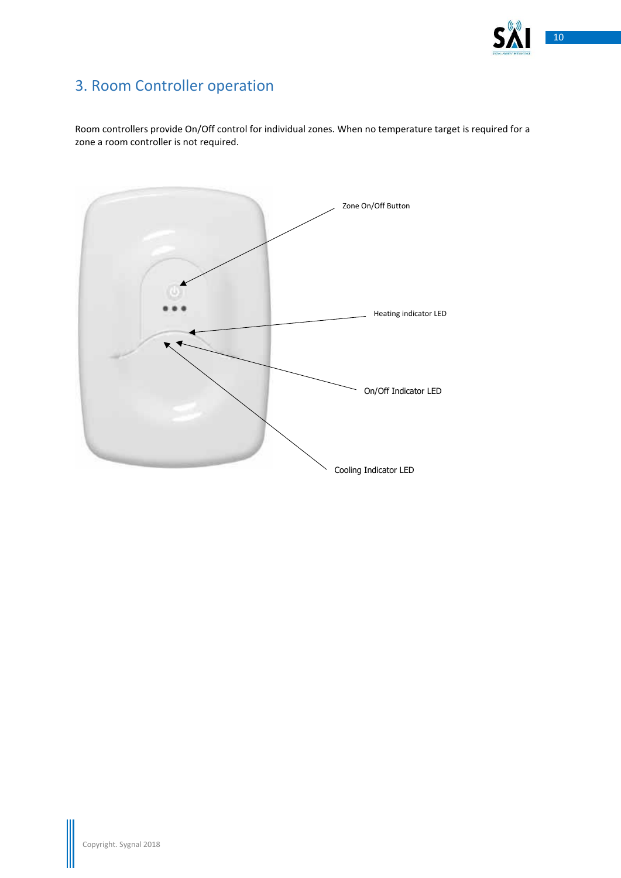# 3. Room Controller operation

Room controllers provide On/Off control for individual zones. When no temperature target is required for a zone a room controller is not required.

Zone On/Off Button

Heating indicator LED

On/Off Indicator LED

Cooling Indicator LED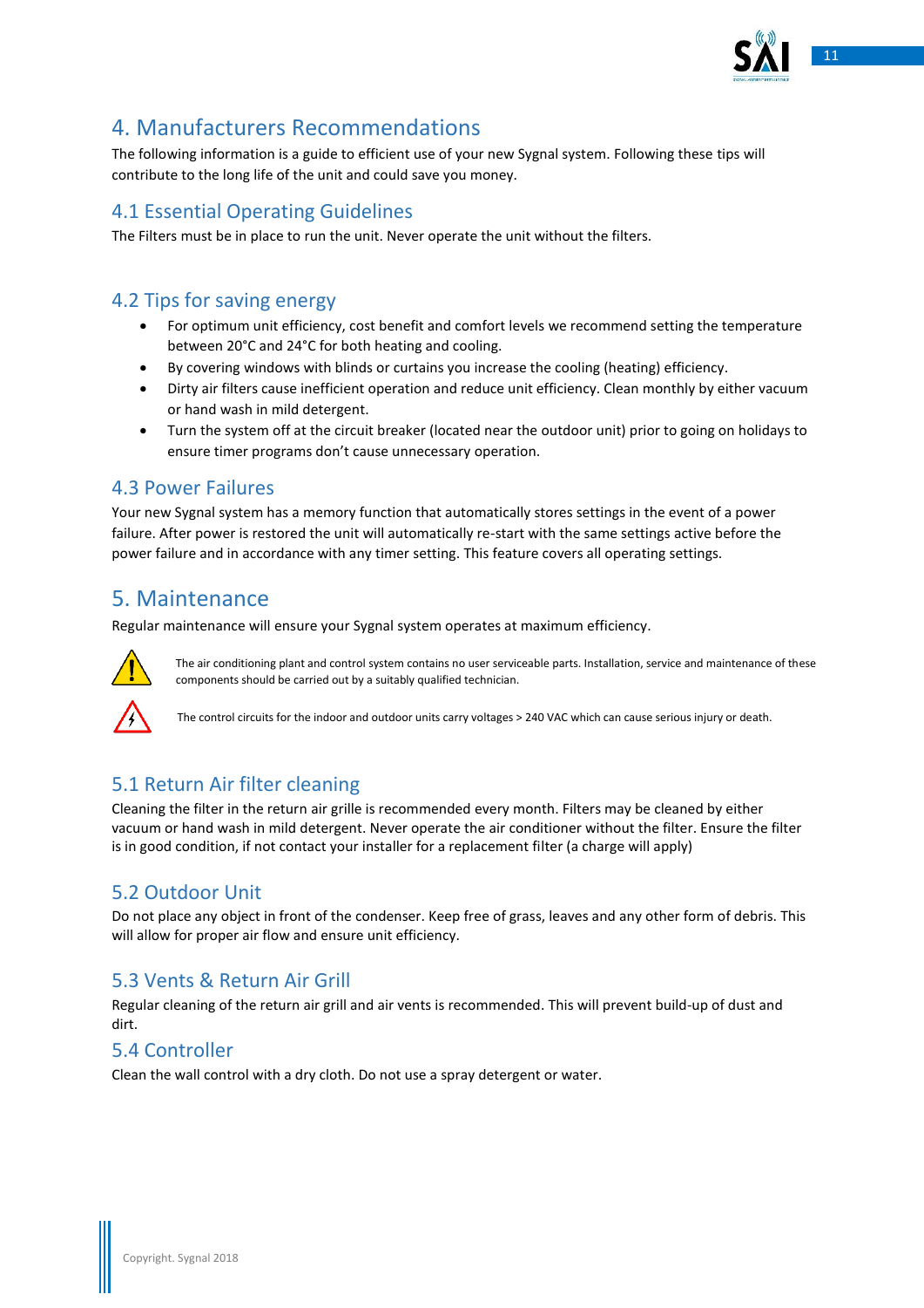# 4. Manufacturers Recommendations

The following information is a guide to efficient use of your new Sygnal system. Following these tips will contribute to the long life of the unit and could save you money.

## 4.1 Essential Operating Guidelines

The Filters must be in place to run the unit. Never operate the unit without the filters.

## 4.2 Tips for saving energy

- For optimum unit efficiency, cost benefit and comfort levels we recommend setting the temperature between 20°C and 24°C for both heating and cooling.
- By covering windows with blinds or curtains you increase the cooling (heating) efficiency.
- Dirty air filters cause inefficient operation and reduce unit efficiency. Clean monthly by either vacuum or hand wash in mild detergent.
- Turn the system off at the circuit breaker (located near the outdoor unit) prior to going on holidays to ensure timer programs don't cause unnecessary operation.

## 4.3 Power Failures

Your new Sygnal system has a memory function that automatically stores settings in the event of a power failure. After power is restored the unit will automatically re-start with the same settings active before the power failure and in accordance with any timer setting. This feature covers all operating settings.

# 5. Maintenance

Regular maintenance will ensure your Sygnal system operates at maximum efficiency.

The air conditioning plant and control system contains no user serviceable parts. Installation, service and maintenance of these components should be carried out by a suitably qualified technician.

The control circuits for the indoor and outdoor units carry voltages > 240 VAC which can cause serious injury or death.

## 5.1 Return Air filter cleaning

Cleaning the filter in the return air grille is recommended every month. Filters may be cleaned by either vacuum or hand wash in mild detergent. Never operate the air conditioner without the filter. Ensure the filter is in good condition, if not contact your installer for a replacement filter (a charge will apply)

## 5.2 Outdoor Unit

Do not place any object in front of the condenser. Keep free of grass, leaves and any other form of debris. This will allow for proper air flow and ensure unit efficiency.

## 5.3 Vents & Return Air Grill

Regular cleaning of the return air grill and air vents is recommended. This will prevent build-up of dust and dirt.

## 5.4 Controller

Clean the wall control with a dry cloth. Do not use a spray detergent or water.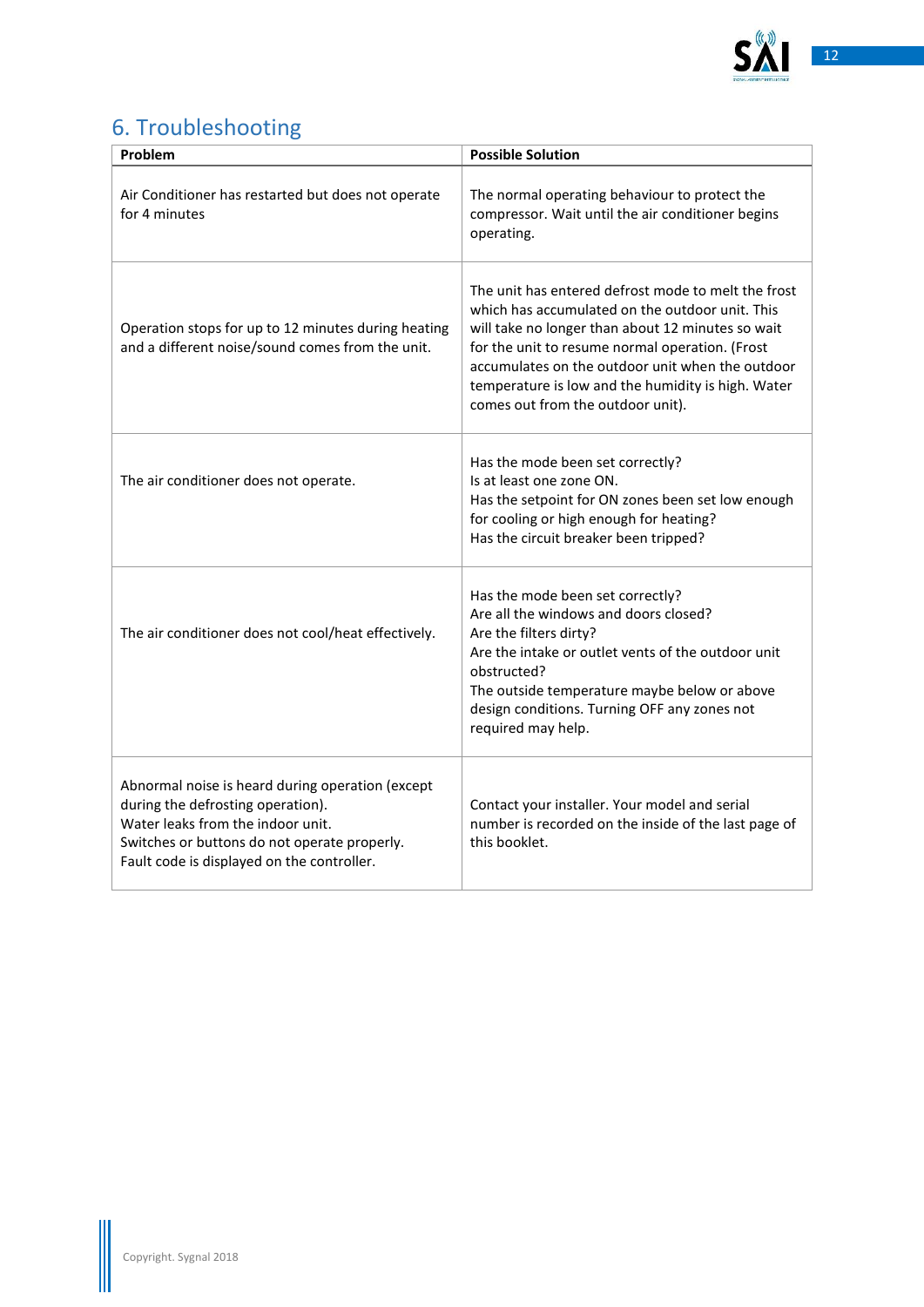## 6. Troubleshooting

| Problem | Possible Solution |
|---|---|
| Air Conditioner has restarted but does not operate for 4 minutes | The normal operating behaviour to protect the compressor. Wait until the air conditioner begins operating. |
| Operation stops for up to 12 minutes during heating and a different noise/sound comes from the unit. | The unit has entered defrost mode to melt the frost which has accumulated on the outdoor unit. This will take no longer than about 12 minutes so wait for the unit to resume normal operation. (Frost accumulates on the outdoor unit when the outdoor temperature is low and the humidity is high. Water comes out from the outdoor unit). |
| The air conditioner does not operate. | Has the mode been set correctly?<br>Is at least one zone ON.<br>Has the setpoint for ON zones been set low enough for cooling or high enough for heating?<br>Has the circuit breaker been tripped? |
| The air conditioner does not cool/heat effectively. | Has the mode been set correctly?<br>Are all the windows and doors closed?<br>Are the filters dirty?<br>Are the intake or outlet vents of the outdoor unit obstructed?<br>The outside temperature maybe below or above design conditions. Turning OFF any zones not required may help. |
| Abnormal noise is heard during operation (except during the defrosting operation).<br>Water leaks from the indoor unit.<br>Switches or buttons do not operate properly.<br>Fault code is displayed on the controller. | Contact your installer. Your model and serial number is recorded on the inside of the last page of this booklet. |

Copyright. Sygnal 2018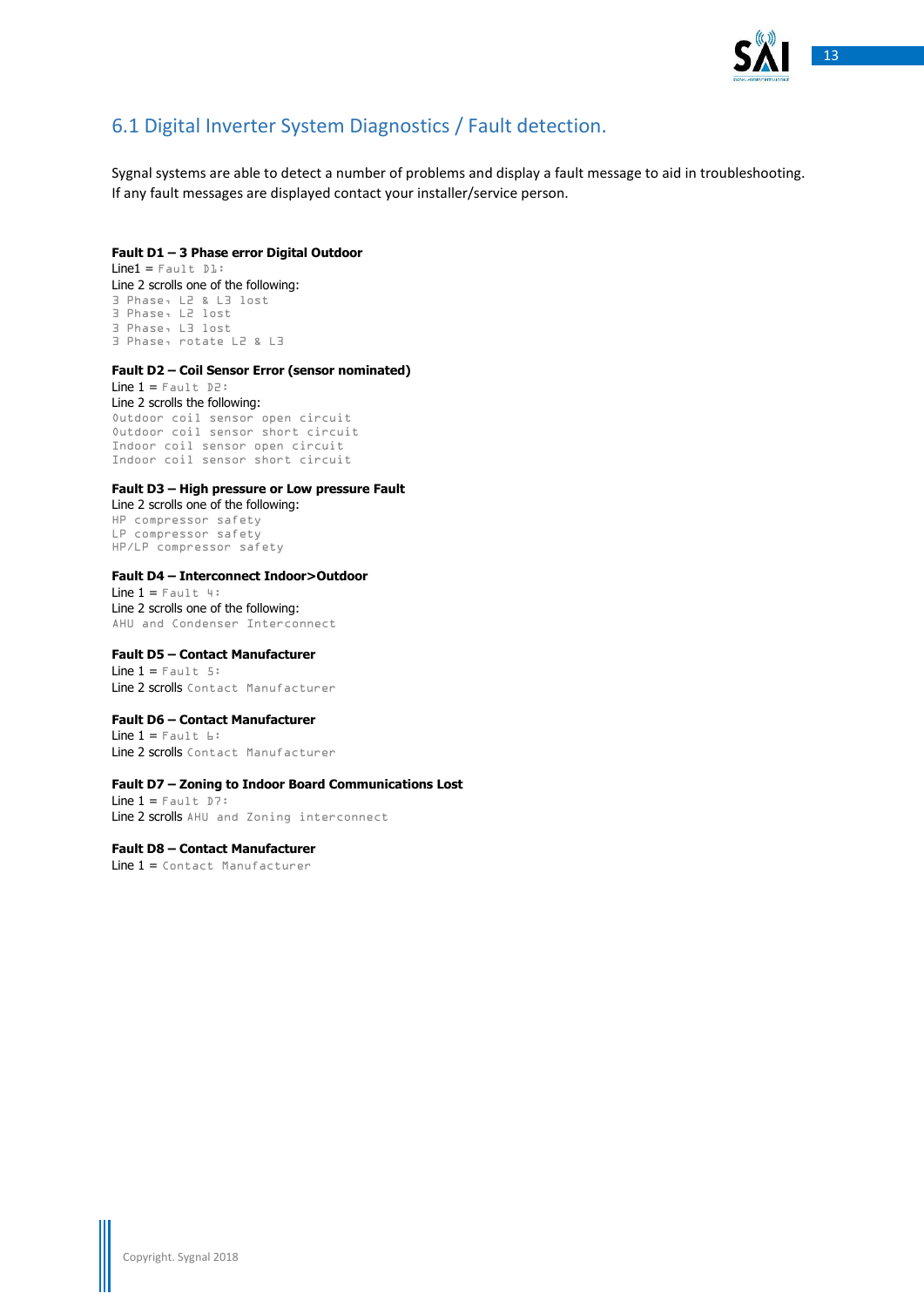## 6.1 Digital Inverter System Diagnostics / Fault detection.

Sygnal systems are able to detect a number of problems and display a fault message to aid in troubleshooting. If any fault messages are displayed contact your installer/service person.

**Fault D1 – 3 Phase error Digital Outdoor**
Line1 = `Fault D1:`
Line 2 scrolls one of the following:
```
3 Phase, L2 & L3 lost
3 Phase, L2 lost
3 Phase, L3 lost
3 Phase, rotate L2 & L3
```

**Fault D2 – Coil Sensor Error (sensor nominated)**
Line 1 = `Fault D2:`
Line 2 scrolls the following:
```
Outdoor coil sensor open circuit
Outdoor coil sensor short circuit
Indoor coil sensor open circuit
Indoor coil sensor short circuit
```

**Fault D3 – High pressure or Low pressure Fault**
Line 2 scrolls one of the following:
```
HP compressor safety
LP compressor safety
HP/LP compressor safety
```

**Fault D4 – Interconnect Indoor>Outdoor**
Line 1 = `Fault 4:`
Line 2 scrolls one of the following:
```
AHU and Condenser Interconnect
```

**Fault D5 – Contact Manufacturer**
Line 1 = `Fault 5:`
Line 2 scrolls `Contact Manufacturer`

**Fault D6 – Contact Manufacturer**
Line 1 = `Fault 6:`
Line 2 scrolls `Contact Manufacturer`

**Fault D7 – Zoning to Indoor Board Communications Lost**
Line 1 = `Fault D7:`
Line 2 scrolls `AHU and Zoning interconnect`

**Fault D8 – Contact Manufacturer**
Line 1 = `Contact Manufacturer`

Copyright. Sygnal 2018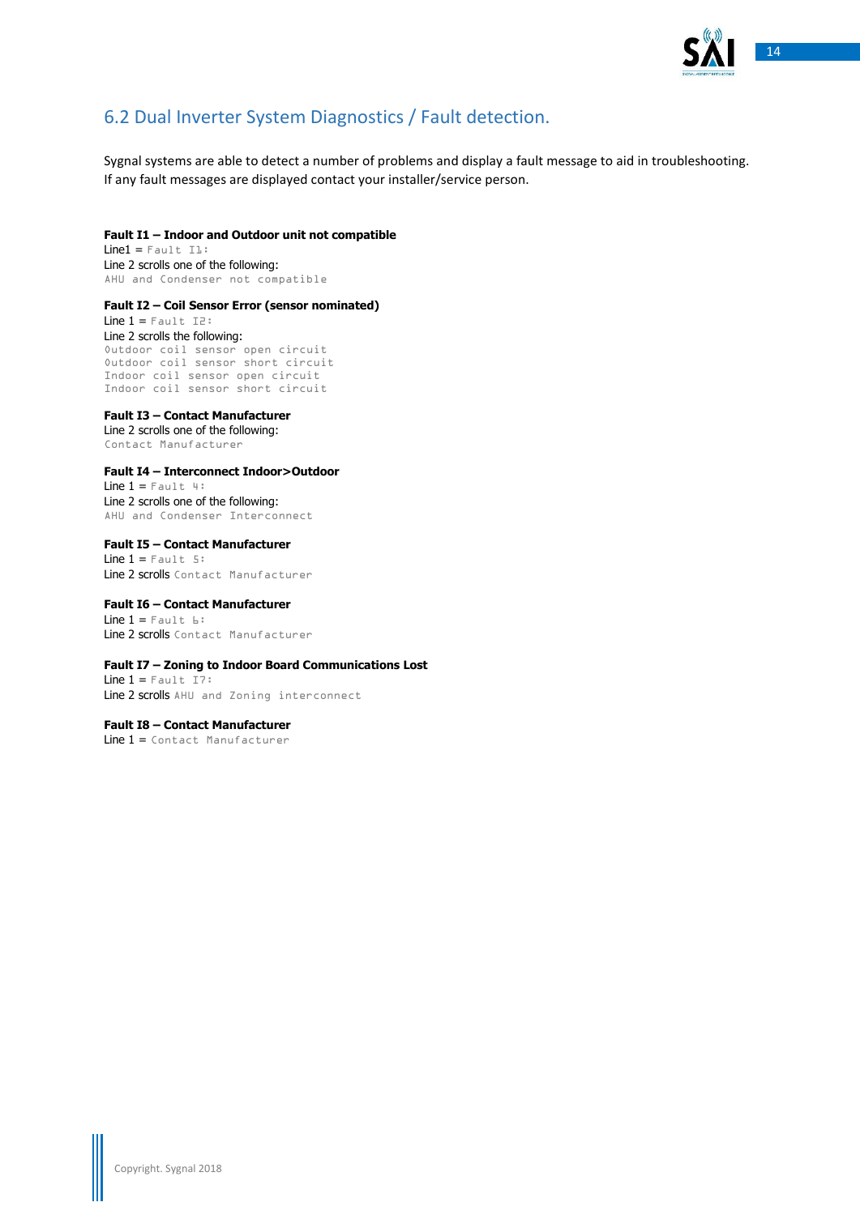## 6.2 Dual Inverter System Diagnostics / Fault detection.

Sygnal systems are able to detect a number of problems and display a fault message to aid in troubleshooting. If any fault messages are displayed contact your installer/service person.

**Fault I1 – Indoor and Outdoor unit not compatible**
Line1 = `Fault I1:`
Line 2 scrolls one of the following:
`AHU and Condenser not compatible`

**Fault I2 – Coil Sensor Error (sensor nominated)**
Line 1 = `Fault I2:`
Line 2 scrolls the following:
`Outdoor coil sensor open circuit`
`Outdoor coil sensor short circuit`
`Indoor coil sensor open circuit`
`Indoor coil sensor short circuit`

**Fault I3 – Contact Manufacturer**
Line 2 scrolls one of the following:
`Contact Manufacturer`

**Fault I4 – Interconnect Indoor>Outdoor**
Line 1 = `Fault 4:`
Line 2 scrolls one of the following:
`AHU and Condenser Interconnect`

**Fault I5 – Contact Manufacturer**
Line 1 = `Fault 5:`
Line 2 scrolls `Contact Manufacturer`

**Fault I6 – Contact Manufacturer**
Line 1 = `Fault 6:`
Line 2 scrolls `Contact Manufacturer`

**Fault I7 – Zoning to Indoor Board Communications Lost**
Line 1 = `Fault I7:`
Line 2 scrolls `AHU and Zoning interconnect`

**Fault I8 – Contact Manufacturer**
Line 1 = `Contact Manufacturer`

Copyright. Sygnal 2018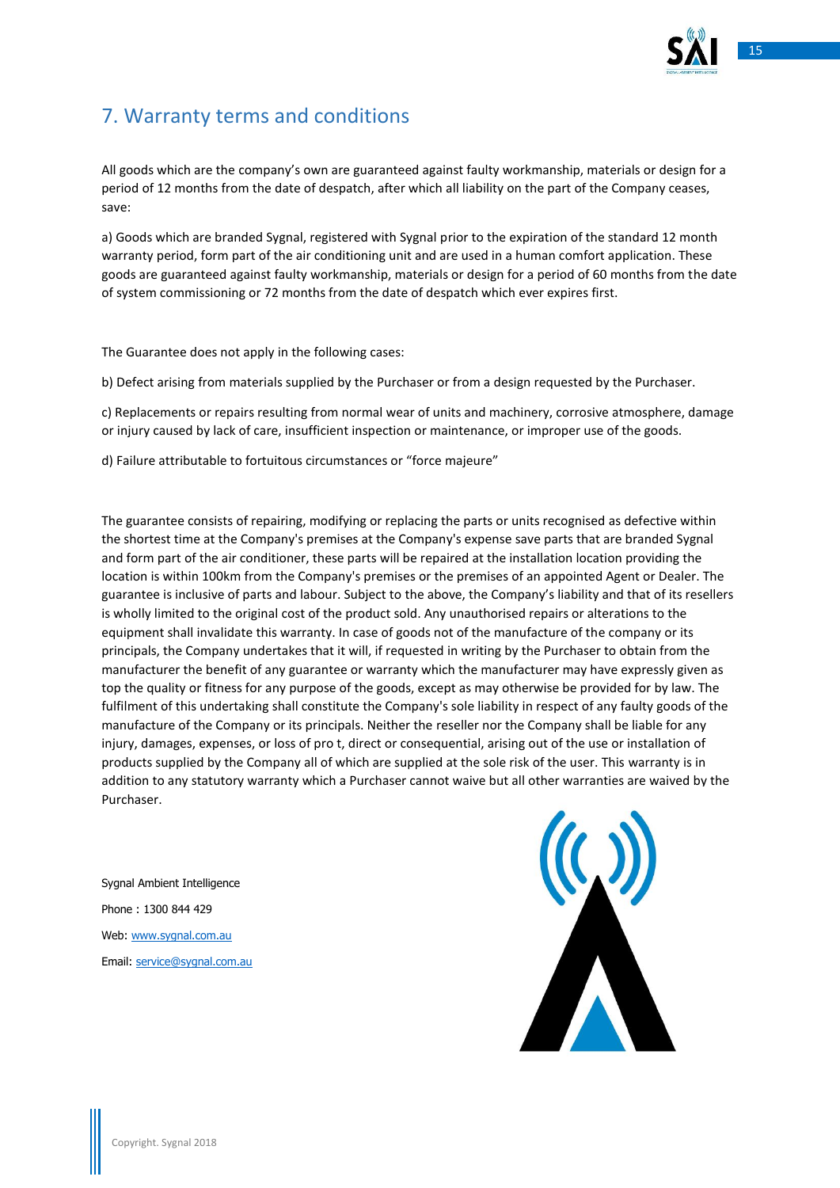# 7. Warranty terms and conditions

All goods which are the company's own are guaranteed against faulty workmanship, materials or design for a period of 12 months from the date of despatch, after which all liability on the part of the Company ceases, save:

a) Goods which are branded Sygnal, registered with Sygnal prior to the expiration of the standard 12 month warranty period, form part of the air conditioning unit and are used in a human comfort application. These goods are guaranteed against faulty workmanship, materials or design for a period of 60 months from the date of system commissioning or 72 months from the date of despatch which ever expires first.

The Guarantee does not apply in the following cases:

b) Defect arising from materials supplied by the Purchaser or from a design requested by the Purchaser.

c) Replacements or repairs resulting from normal wear of units and machinery, corrosive atmosphere, damage or injury caused by lack of care, insufficient inspection or maintenance, or improper use of the goods.

d) Failure attributable to fortuitous circumstances or "force majeure"

The guarantee consists of repairing, modifying or replacing the parts or units recognised as defective within the shortest time at the Company's premises at the Company's expense save parts that are branded Sygnal and form part of the air conditioner, these parts will be repaired at the installation location providing the location is within 100km from the Company's premises or the premises of an appointed Agent or Dealer. The guarantee is inclusive of parts and labour. Subject to the above, the Company's liability and that of its resellers is wholly limited to the original cost of the product sold. Any unauthorised repairs or alterations to the equipment shall invalidate this warranty. In case of goods not of the manufacture of the company or its principals, the Company undertakes that it will, if requested in writing by the Purchaser to obtain from the manufacturer the benefit of any guarantee or warranty which the manufacturer may have expressly given as top the quality or fitness for any purpose of the goods, except as may otherwise be provided for by law. The fulfilment of this undertaking shall constitute the Company's sole liability in respect of any faulty goods of the manufacture of the Company or its principals. Neither the reseller nor the Company shall be liable for any injury, damages, expenses, or loss of pro t, direct or consequential, arising out of the use or installation of products supplied by the Company all of which are supplied at the sole risk of the user. This warranty is in addition to any statutory warranty which a Purchaser cannot waive but all other warranties are waived by the Purchaser.

Sygnal Ambient Intelligence

Phone : 1300 844 429

Web: www.sygnal.com.au

Email: service@sygnal.com.au

Copyright. Sygnal 2018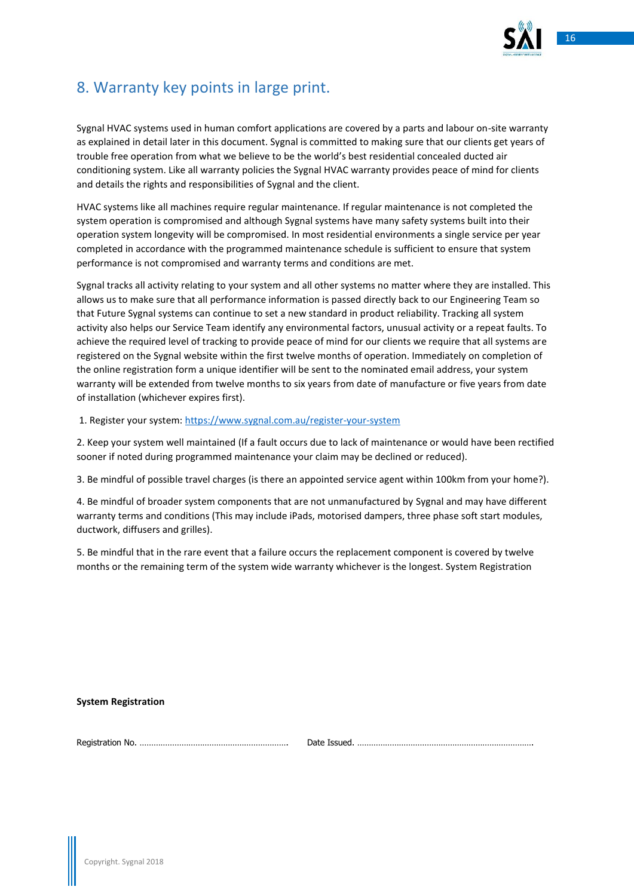## 8. Warranty key points in large print.

Sygnal HVAC systems used in human comfort applications are covered by a parts and labour on-site warranty as explained in detail later in this document. Sygnal is committed to making sure that our clients get years of trouble free operation from what we believe to be the world's best residential concealed ducted air conditioning system. Like all warranty policies the Sygnal HVAC warranty provides peace of mind for clients and details the rights and responsibilities of Sygnal and the client.

HVAC systems like all machines require regular maintenance. If regular maintenance is not completed the system operation is compromised and although Sygnal systems have many safety systems built into their operation system longevity will be compromised. In most residential environments a single service per year completed in accordance with the programmed maintenance schedule is sufficient to ensure that system performance is not compromised and warranty terms and conditions are met.

Sygnal tracks all activity relating to your system and all other systems no matter where they are installed. This allows us to make sure that all performance information is passed directly back to our Engineering Team so that Future Sygnal systems can continue to set a new standard in product reliability. Tracking all system activity also helps our Service Team identify any environmental factors, unusual activity or a repeat faults. To achieve the required level of tracking to provide peace of mind for our clients we require that all systems are registered on the Sygnal website within the first twelve months of operation. Immediately on completion of the online registration form a unique identifier will be sent to the nominated email address, your system warranty will be extended from twelve months to six years from date of manufacture or five years from date of installation (whichever expires first).

1. Register your system: [https://www.sygnal.com.au/register-your-system](https://www.sygnal.com.au/register-your-system)

2. Keep your system well maintained (If a fault occurs due to lack of maintenance or would have been rectified sooner if noted during programmed maintenance your claim may be declined or reduced).

3. Be mindful of possible travel charges (is there an appointed service agent within 100km from your home?).

4. Be mindful of broader system components that are not unmanufactured by Sygnal and may have different warranty terms and conditions (This may include iPads, motorised dampers, three phase soft start modules, ductwork, diffusers and grilles).

5. Be mindful that in the rare event that a failure occurs the replacement component is covered by twelve months or the remaining term of the system wide warranty whichever is the longest. System Registration

**System Registration**

Registration No. ………………………………………………………. Date Issued. ………………………………………………………………….

Copyright. Sygnal 2018